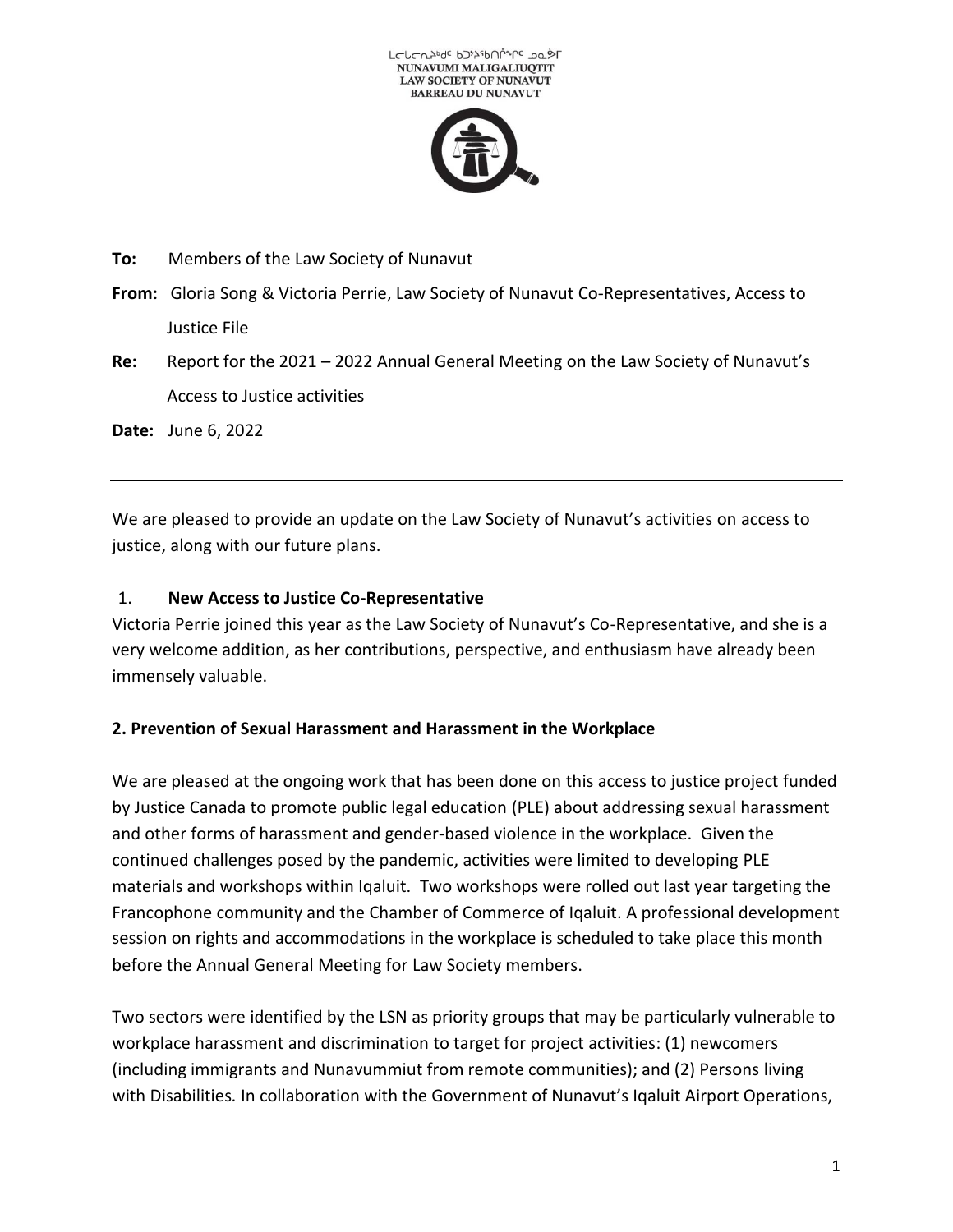ᓇᓄᕙᒥ ᒪᓕᒐᓕᐅᖅᑎᑦ ᑲᑐᔾᔨᖃᑎᒌᖏᑦ ᓄᓇᕗᒥ
NUNAVUMI MALIGALIUQTIT
LAW SOCIETY OF NUNAVUT
BARREAU DU NUNAVUT

**To:** Members of the Law Society of Nunavut

**From:** Gloria Song & Victoria Perrie, Law Society of Nunavut Co-Representatives, Access to Justice File

**Re:** Report for the 2021 – 2022 Annual General Meeting on the Law Society of Nunavut's Access to Justice activities

**Date:** June 6, 2022

---

We are pleased to provide an update on the Law Society of Nunavut's activities on access to justice, along with our future plans.

1. **New Access to Justice Co-Representative**

Victoria Perrie joined this year as the Law Society of Nunavut's Co-Representative, and she is a very welcome addition, as her contributions, perspective, and enthusiasm have already been immensely valuable.

**2. Prevention of Sexual Harassment and Harassment in the Workplace**

We are pleased at the ongoing work that has been done on this access to justice project funded by Justice Canada to promote public legal education (PLE) about addressing sexual harassment and other forms of harassment and gender-based violence in the workplace. Given the continued challenges posed by the pandemic, activities were limited to developing PLE materials and workshops within Iqaluit. Two workshops were rolled out last year targeting the Francophone community and the Chamber of Commerce of Iqaluit. A professional development session on rights and accommodations in the workplace is scheduled to take place this month before the Annual General Meeting for Law Society members.

Two sectors were identified by the LSN as priority groups that may be particularly vulnerable to workplace harassment and discrimination to target for project activities: (1) newcomers (including immigrants and Nunavummiut from remote communities); and (2) Persons living with Disabilities. In collaboration with the Government of Nunavut's Iqaluit Airport Operations,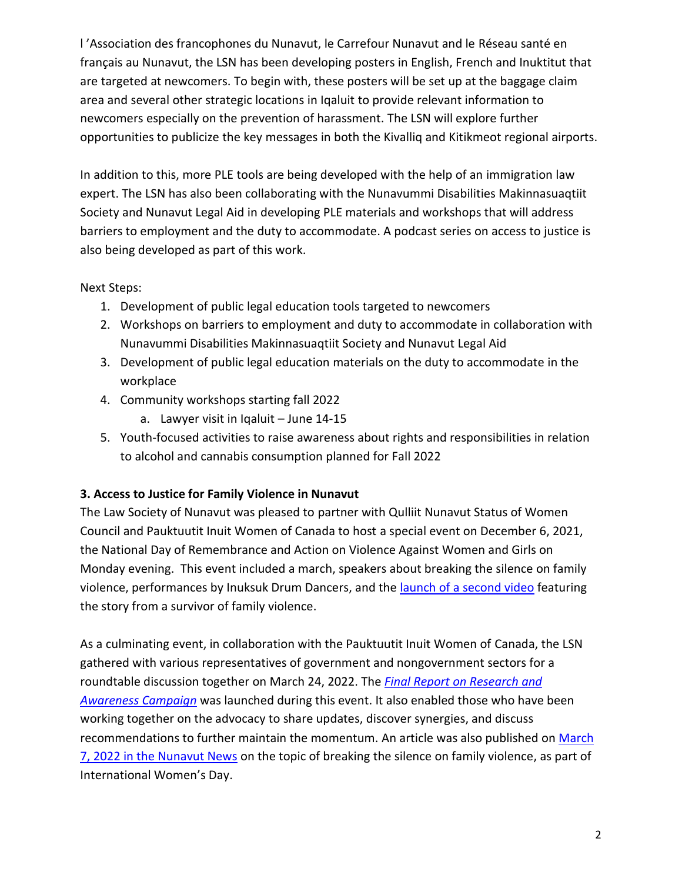l 'Association des francophones du Nunavut, le Carrefour Nunavut and le Réseau santé en français au Nunavut, the LSN has been developing posters in English, French and Inuktitut that are targeted at newcomers. To begin with, these posters will be set up at the baggage claim area and several other strategic locations in Iqaluit to provide relevant information to newcomers especially on the prevention of harassment. The LSN will explore further opportunities to publicize the key messages in both the Kivalliq and Kitikmeot regional airports.

In addition to this, more PLE tools are being developed with the help of an immigration law expert. The LSN has also been collaborating with the Nunavummi Disabilities Makinnasuaqtiit Society and Nunavut Legal Aid in developing PLE materials and workshops that will address barriers to employment and the duty to accommodate. A podcast series on access to justice is also being developed as part of this work.

Next Steps:

1. Development of public legal education tools targeted to newcomers
2. Workshops on barriers to employment and duty to accommodate in collaboration with Nunavummi Disabilities Makinnasuaqtiit Society and Nunavut Legal Aid
3. Development of public legal education materials on the duty to accommodate in the workplace
4. Community workshops starting fall 2022
    a. Lawyer visit in Iqaluit – June 14-15
5. Youth-focused activities to raise awareness about rights and responsibilities in relation to alcohol and cannabis consumption planned for Fall 2022

**3. Access to Justice for Family Violence in Nunavut**

The Law Society of Nunavut was pleased to partner with Qulliit Nunavut Status of Women Council and Pauktuutit Inuit Women of Canada to host a special event on December 6, 2021, the National Day of Remembrance and Action on Violence Against Women and Girls on Monday evening. This event included a march, speakers about breaking the silence on family violence, performances by Inuksuk Drum Dancers, and the launch of a second video featuring the story from a survivor of family violence.

As a culminating event, in collaboration with the Pauktuutit Inuit Women of Canada, the LSN gathered with various representatives of government and nongovernment sectors for a roundtable discussion together on March 24, 2022. The *Final Report on Research and Awareness Campaign* was launched during this event. It also enabled those who have been working together on the advocacy to share updates, discover synergies, and discuss recommendations to further maintain the momentum. An article was also published on March 7, 2022 in the Nunavut News on the topic of breaking the silence on family violence, as part of International Women's Day.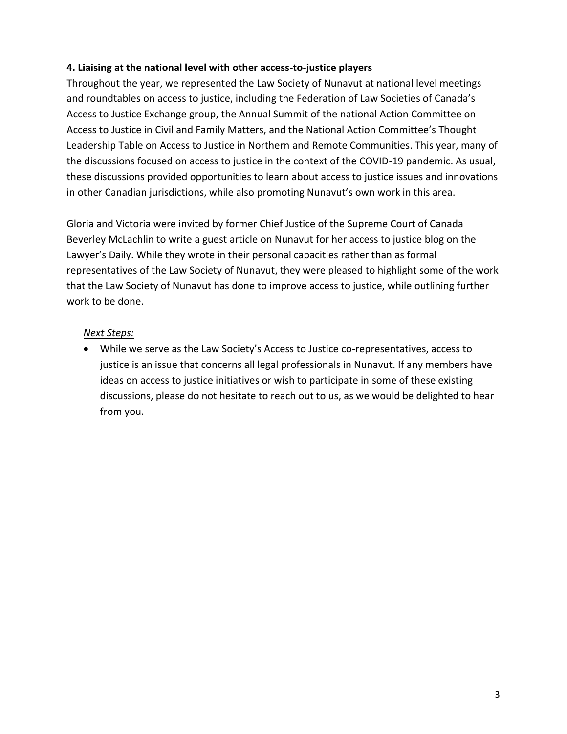**4. Liaising at the national level with other access-to-justice players**

Throughout the year, we represented the Law Society of Nunavut at national level meetings and roundtables on access to justice, including the Federation of Law Societies of Canada's Access to Justice Exchange group, the Annual Summit of the national Action Committee on Access to Justice in Civil and Family Matters, and the National Action Committee's Thought Leadership Table on Access to Justice in Northern and Remote Communities. This year, many of the discussions focused on access to justice in the context of the COVID-19 pandemic. As usual, these discussions provided opportunities to learn about access to justice issues and innovations in other Canadian jurisdictions, while also promoting Nunavut's own work in this area.

Gloria and Victoria were invited by former Chief Justice of the Supreme Court of Canada Beverley McLachlin to write a guest article on Nunavut for her access to justice blog on the Lawyer's Daily. While they wrote in their personal capacities rather than as formal representatives of the Law Society of Nunavut, they were pleased to highlight some of the work that the Law Society of Nunavut has done to improve access to justice, while outlining further work to be done.

*Next Steps:*

- While we serve as the Law Society's Access to Justice co-representatives, access to justice is an issue that concerns all legal professionals in Nunavut. If any members have ideas on access to justice initiatives or wish to participate in some of these existing discussions, please do not hesitate to reach out to us, as we would be delighted to hear from you.